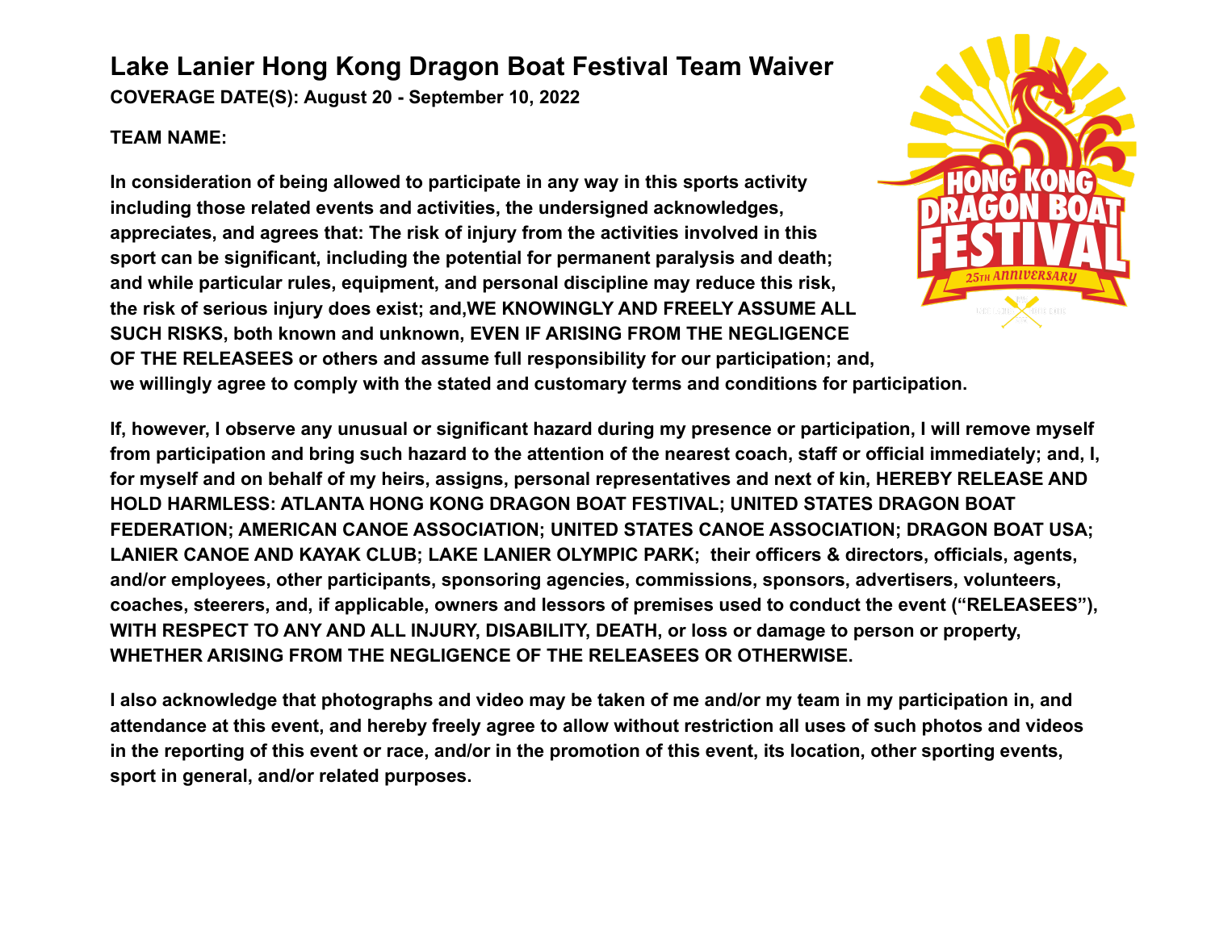# Lake Lanier Hong Kong Dragon Boat Festival Team Waiver

**COVERAGE DATE(S): August 20 - September 10, 2022**

**TEAM NAME:**

**In consideration of being allowed to participate in any way in this sports activity including those related events and activities, the undersigned acknowledges, appreciates, and agrees that: The risk of injury from the activities involved in this sport can be significant, including the potential for permanent paralysis and death; and while particular rules, equipment, and personal discipline may reduce this risk, the risk of serious injury does exist; and,WE KNOWINGLY AND FREELY ASSUME ALL SUCH RISKS, both known and unknown, EVEN IF ARISING FROM THE NEGLIGENCE OF THE RELEASEES or others and assume full responsibility for our participation; and, we willingly agree to comply with the stated and customary terms and conditions for participation.**

**If, however, I observe any unusual or significant hazard during my presence or participation, I will remove myself from participation and bring such hazard to the attention of the nearest coach, staff or official immediately; and, I, for myself and on behalf of my heirs, assigns, personal representatives and next of kin, HEREBY RELEASE AND HOLD HARMLESS: ATLANTA HONG KONG DRAGON BOAT FESTIVAL; UNITED STATES DRAGON BOAT FEDERATION; AMERICAN CANOE ASSOCIATION; UNITED STATES CANOE ASSOCIATION; DRAGON BOAT USA; LANIER CANOE AND KAYAK CLUB; LAKE LANIER OLYMPIC PARK; their officers & directors, officials, agents, and/or employees, other participants, sponsoring agencies, commissions, sponsors, advertisers, volunteers, coaches, steerers, and, if applicable, owners and lessors of premises used to conduct the event ("RELEASEES"), WITH RESPECT TO ANY AND ALL INJURY, DISABILITY, DEATH, or loss or damage to person or property, WHETHER ARISING FROM THE NEGLIGENCE OF THE RELEASEES OR OTHERWISE.**

**I also acknowledge that photographs and video may be taken of me and/or my team in my participation in, and attendance at this event, and hereby freely agree to allow without restriction all uses of such photos and videos in the reporting of this event or race, and/or in the promotion of this event, its location, other sporting events, sport in general, and/or related purposes.**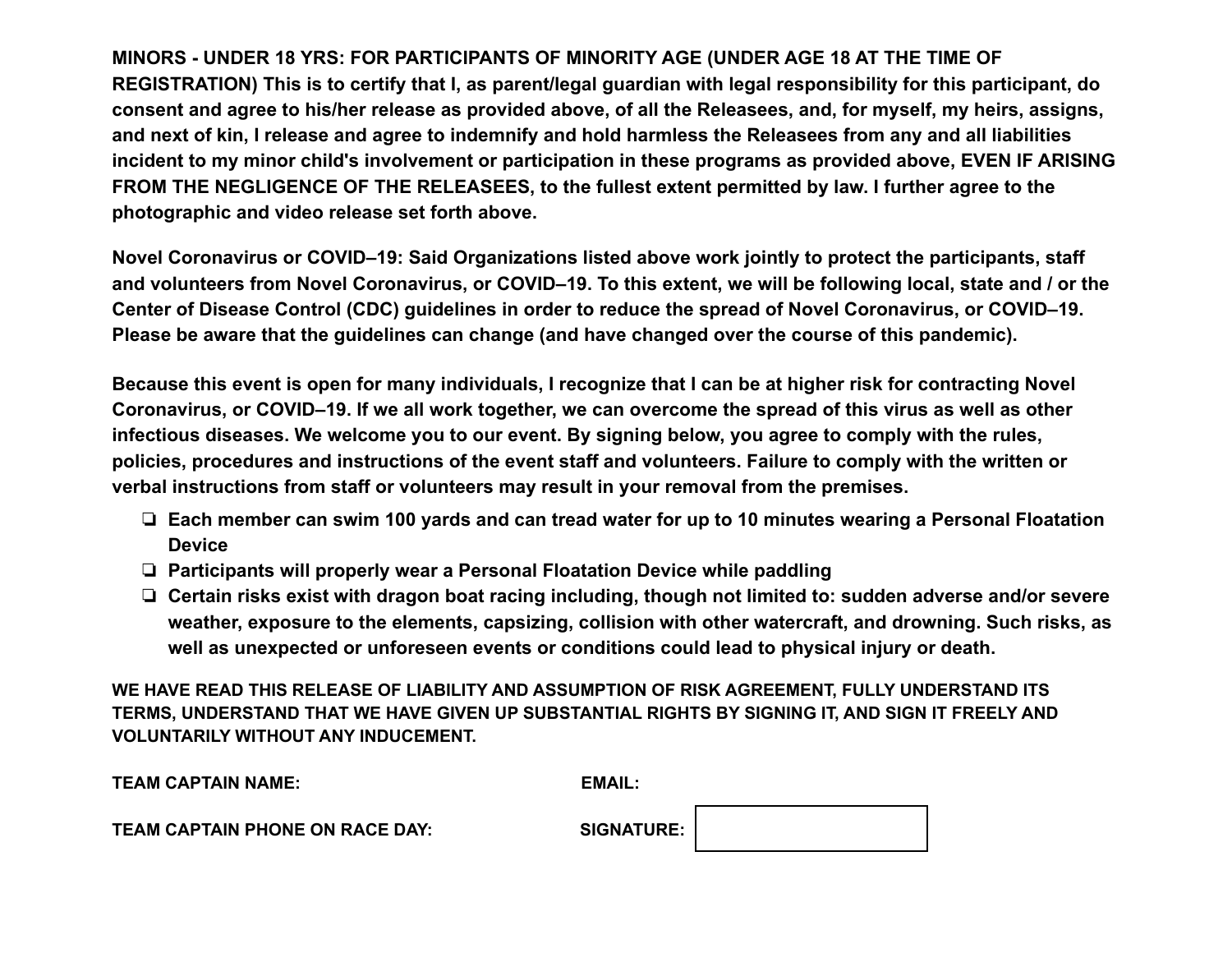**MINORS - UNDER 18 YRS: FOR PARTICIPANTS OF MINORITY AGE (UNDER AGE 18 AT THE TIME OF REGISTRATION) This is to certify that I, as parent/legal guardian with legal responsibility for this participant, do consent and agree to his/her release as provided above, of all the Releasees, and, for myself, my heirs, assigns, and next of kin, I release and agree to indemnify and hold harmless the Releasees from any and all liabilities incident to my minor child's involvement or participation in these programs as provided above, EVEN IF ARISING FROM THE NEGLIGENCE OF THE RELEASEES, to the fullest extent permitted by law. I further agree to the photographic and video release set forth above.**

**Novel Coronavirus or COVID–19: Said Organizations listed above work jointly to protect the participants, staff and volunteers from Novel Coronavirus, or COVID–19. To this extent, we will be following local, state and / or the Center of Disease Control (CDC) guidelines in order to reduce the spread of Novel Coronavirus, or COVID–19. Please be aware that the guidelines can change (and have changed over the course of this pandemic).**

**Because this event is open for many individuals, I recognize that I can be at higher risk for contracting Novel Coronavirus, or COVID–19. If we all work together, we can overcome the spread of this virus as well as other infectious diseases. We welcome you to our event. By signing below, you agree to comply with the rules, policies, procedures and instructions of the event staff and volunteers. Failure to comply with the written or verbal instructions from staff or volunteers may result in your removal from the premises.**

- ❏ **Each member can swim 100 yards and can tread water for up to 10 minutes wearing a Personal Floatation Device**
- ❏ **Participants will properly wear a Personal Floatation Device while paddling**
- ❏ **Certain risks exist with dragon boat racing including, though not limited to: sudden adverse and/or severe weather, exposure to the elements, capsizing, collision with other watercraft, and drowning. Such risks, as well as unexpected or unforeseen events or conditions could lead to physical injury or death.**

**WE HAVE READ THIS RELEASE OF LIABILITY AND ASSUMPTION OF RISK AGREEMENT, FULLY UNDERSTAND ITS TERMS, UNDERSTAND THAT WE HAVE GIVEN UP SUBSTANTIAL RIGHTS BY SIGNING IT, AND SIGN IT FREELY AND VOLUNTARILY WITHOUT ANY INDUCEMENT.**

**TEAM CAPTAIN NAME:** **EMAIL:**

**TEAM CAPTAIN PHONE ON RACE DAY:** **SIGNATURE:**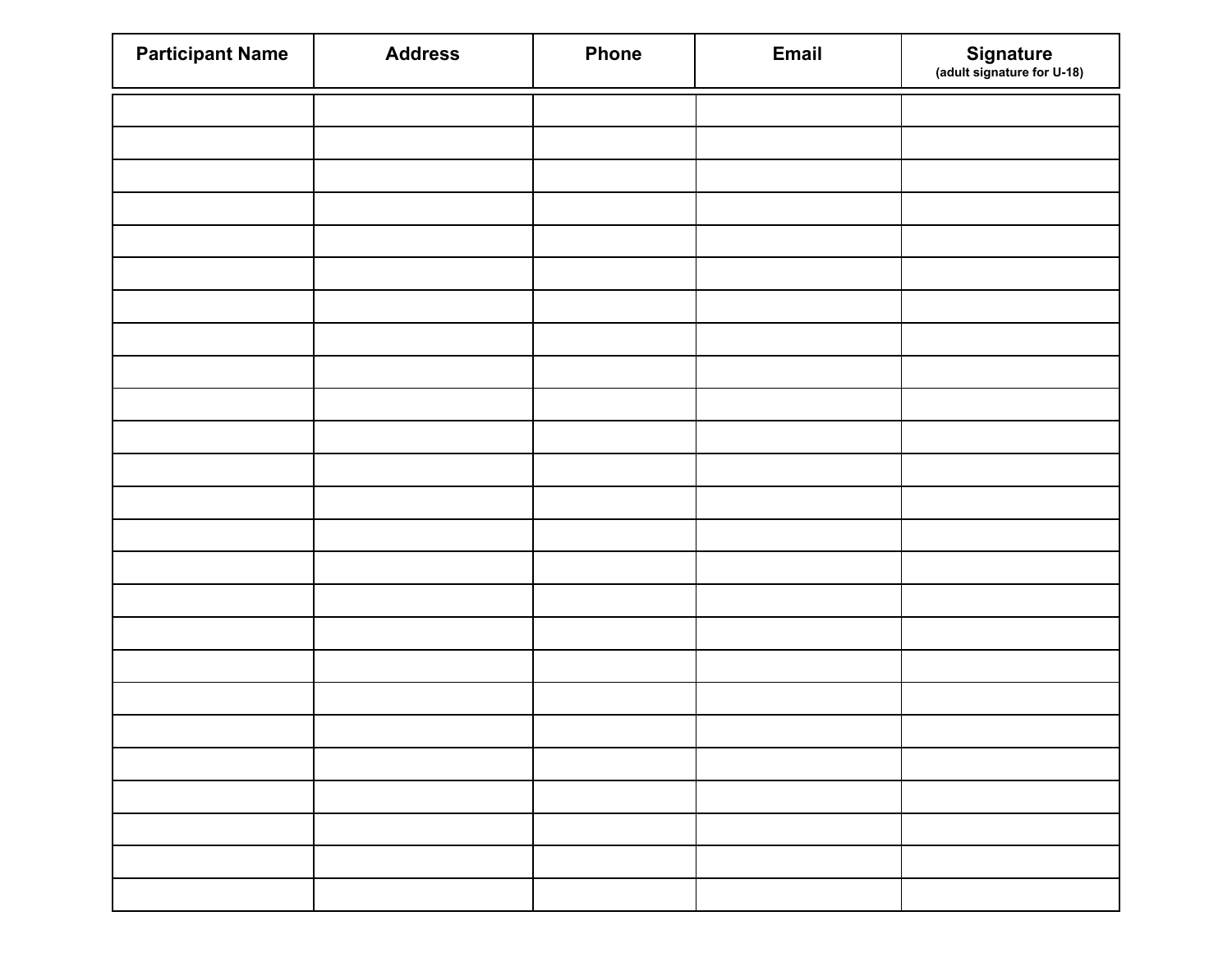| Participant Name | Address | Phone | Email | Signature (adult signature for U-18) |
| --- | --- | --- | --- | --- |
| | | | | |
| | | | | |
| | | | | |
| | | | | |
| | | | | |
| | | | | |
| | | | | |
| | | | | |
| | | | | |
| | | | | |
| | | | | |
| | | | | |
| | | | | |
| | | | | |
| | | | | |
| | | | | |
| | | | | |
| | | | | |
| | | | | |
| | | | | |
| | | | | |
| | | | | |
| | | | | |
| | | | | |
| | | | | |